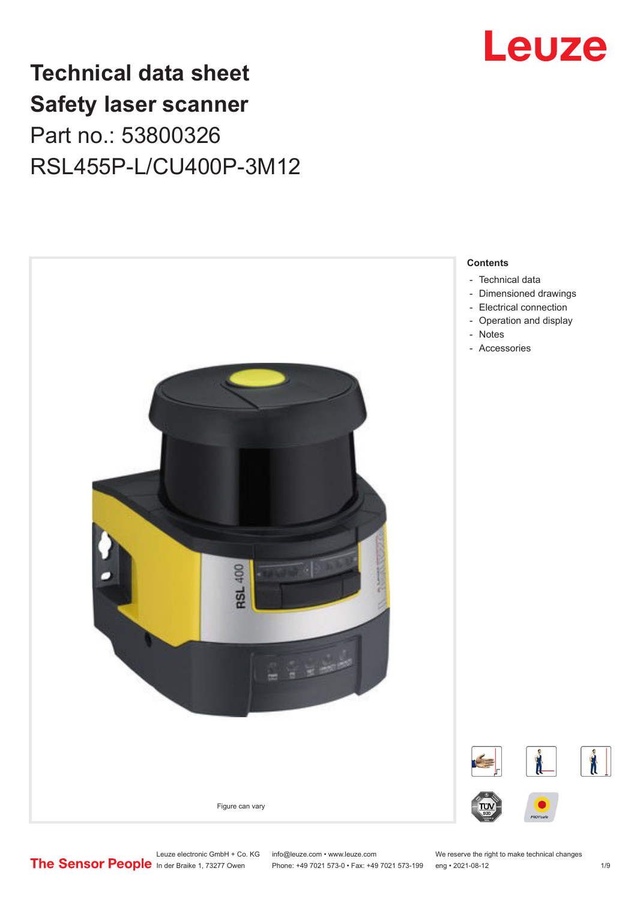Leuze

# Technical data sheet
# Safety laser scanner
## Part no.: 53800326
## RSL455P-L/CU400P-3M12

Figure can vary

**Contents**

- Technical data
- Dimensioned drawings
- Electrical connection
- Operation and display
- Notes
- Accessories

The Sensor People

Leuze electronic GmbH + Co. KG
In der Braike 1, 73277 Owen

info@leuze.com • www.leuze.com
Phone: +49 7021 573-0 • Fax: +49 7021 573-199

We reserve the right to make technical changes
eng • 2021-08-12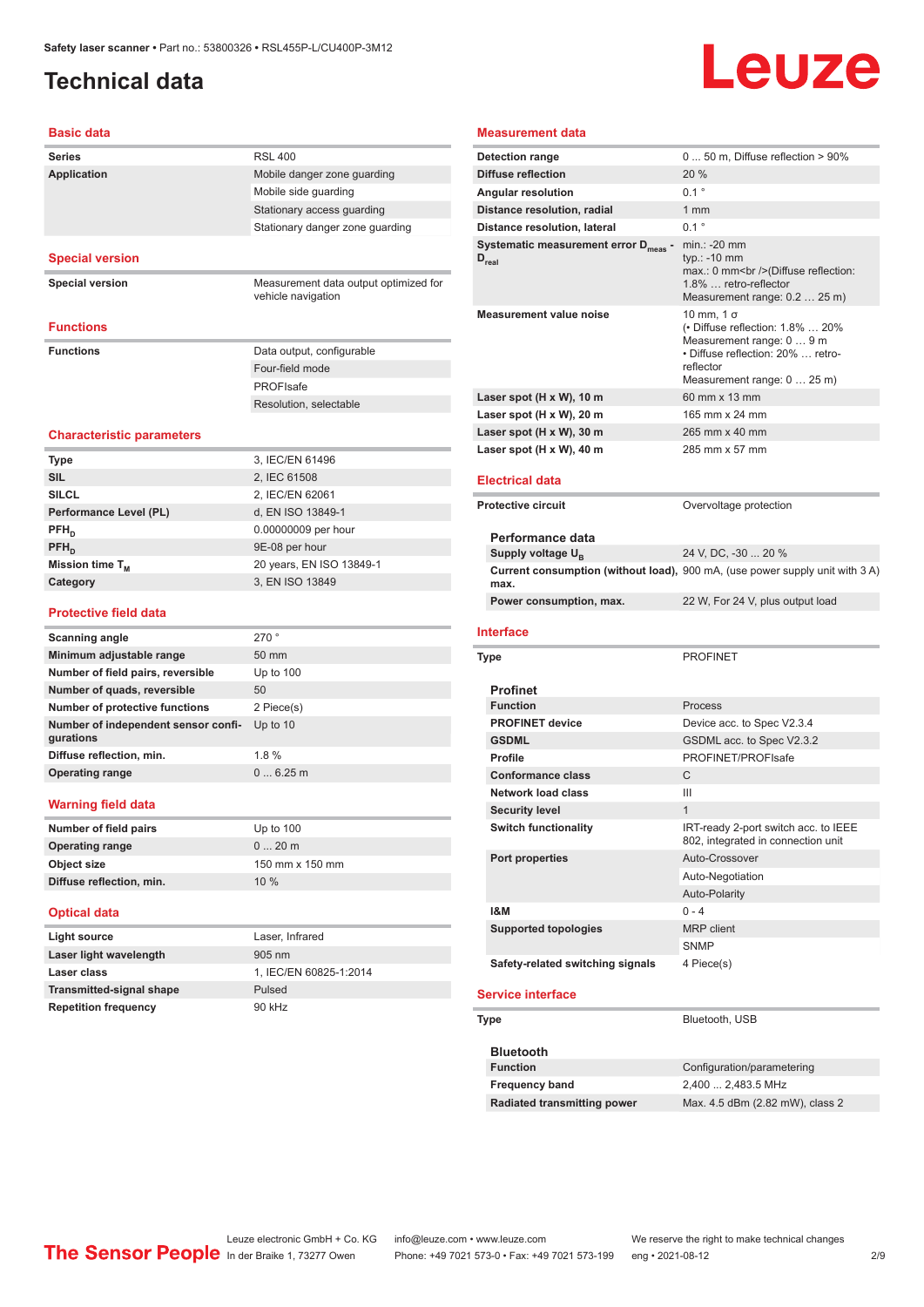# Technical data

## Basic data

| | |
|---|---|
| **Series** | RSL 400 |
| **Application** | Mobile danger zone guarding |
| | Mobile side guarding |
| | Stationary access guarding |
| | Stationary danger zone guarding |

## Special version

| | |
|---|---|
| **Special version** | Measurement data output optimized for vehicle navigation |

## Functions

| | |
|---|---|
| **Functions** | Data output, configurable |
| | Four-field mode |
| | PROFIsafe |
| | Resolution, selectable |

## Characteristic parameters

| | |
|---|---|
| **Type** | 3, IEC/EN 61496 |
| **SIL** | 2, IEC 61508 |
| **SILCL** | 2, IEC/EN 62061 |
| **Performance Level (PL)** | d, EN ISO 13849-1 |
| **$PFH_D$** | 0.00000009 per hour |
| **$PFH_D$** | 9E-08 per hour |
| **Mission time $T_M$** | 20 years, EN ISO 13849-1 |
| **Category** | 3, EN ISO 13849 |

## Protective field data

| | |
|---|---|
| **Scanning angle** | 270 ° |
| **Minimum adjustable range** | 50 mm |
| **Number of field pairs, reversible** | Up to 100 |
| **Number of quads, reversible** | 50 |
| **Number of protective functions** | 2 Piece(s) |
| **Number of independent sensor configurations** | Up to 10 |
| **Diffuse reflection, min.** | 1.8 % |
| **Operating range** | 0 ... 6.25 m |

## Warning field data

| | |
|---|---|
| **Number of field pairs** | Up to 100 |
| **Operating range** | 0 ... 20 m |
| **Object size** | 150 mm x 150 mm |
| **Diffuse reflection, min.** | 10 % |

## Optical data

| | |
|---|---|
| **Light source** | Laser, Infrared |
| **Laser light wavelength** | 905 nm |
| **Laser class** | 1, IEC/EN 60825-1:2014 |
| **Transmitted-signal shape** | Pulsed |
| **Repetition frequency** | 90 kHz |

## Measurement data

| | |
|---|---|
| **Detection range** | 0 ... 50 m, Diffuse reflection > 90% |
| **Diffuse reflection** | 20 % |
| **Angular resolution** | 0.1 ° |
| **Distance resolution, radial** | 1 mm |
| **Distance resolution, lateral** | 0.1 ° |
| **Systematic measurement error $D_{meas}$ - $D_{real}$** | min.: -20 mm<br>typ.: -10 mm<br>max.: 0 mm<br />(Diffuse reflection: 1.8% … retro-reflector Measurement range: 0.2 … 25 m) |
| **Measurement value noise** | 10 mm, 1 σ<br>(• Diffuse reflection: 1.8% … 20% Measurement range: 0 … 9 m<br>• Diffuse reflection: 20% … retro-reflector Measurement range: 0 … 25 m) |
| **Laser spot (H x W), 10 m** | 60 mm x 13 mm |
| **Laser spot (H x W), 20 m** | 165 mm x 24 mm |
| **Laser spot (H x W), 30 m** | 265 mm x 40 mm |
| **Laser spot (H x W), 40 m** | 285 mm x 57 mm |

## Electrical data

| | |
|---|---|
| **Protective circuit** | Overvoltage protection |

### Performance data

| | |
|---|---|
| **Supply voltage $U_B$** | 24 V, DC, -30 ... 20 % |
| **Current consumption (without load), max.** | 900 mA, (use power supply unit with 3 A) |
| **Power consumption, max.** | 22 W, For 24 V, plus output load |

## Interface

| | |
|---|---|
| **Type** | PROFINET |

### Profinet

| | |
|---|---|
| **Function** | Process |
| **PROFINET device** | Device acc. to Spec V2.3.4 |
| **GSDML** | GSDML acc. to Spec V2.3.2 |
| **Profile** | PROFINET/PROFIsafe |
| **Conformance class** | C |
| **Network load class** | III |
| **Security level** | 1 |
| **Switch functionality** | IRT-ready 2-port switch acc. to IEEE 802, integrated in connection unit |
| **Port properties** | Auto-Crossover |
| | Auto-Negotiation |
| | Auto-Polarity |
| **I&M** | 0 - 4 |
| **Supported topologies** | MRP client |
| | SNMP |
| **Safety-related switching signals** | 4 Piece(s) |

## Service interface

| | |
|---|---|
| **Type** | Bluetooth, USB |

### Bluetooth

| | |
|---|---|
| **Function** | Configuration/parametering |
| **Frequency band** | 2,400 ... 2,483.5 MHz |
| **Radiated transmitting power** | Max. 4.5 dBm (2.82 mW), class 2 |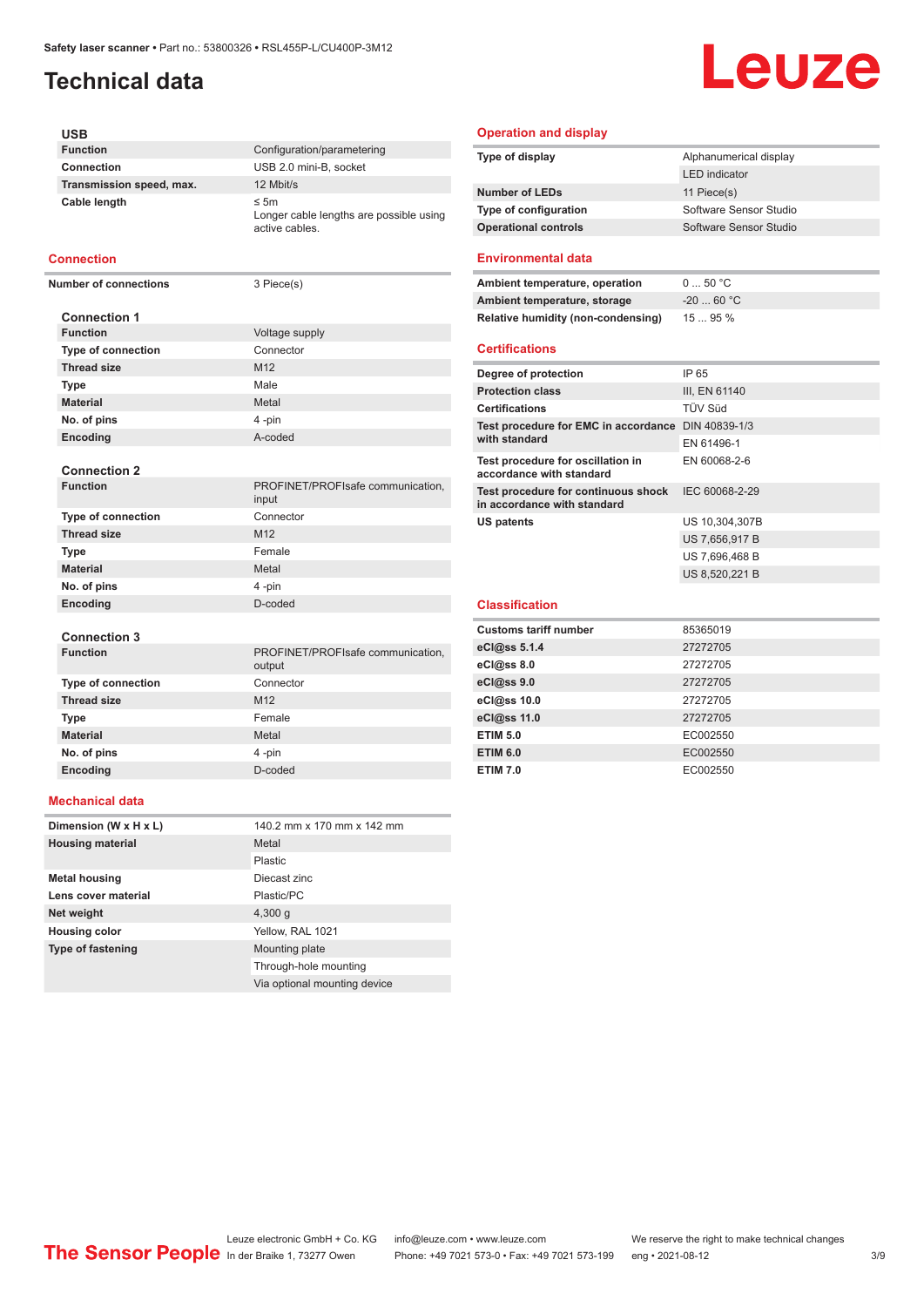# Technical data

### USB

| | |
|---|---|
| **Function** | Configuration/parametering |
| **Connection** | USB 2.0 mini-B, socket |
| **Transmission speed, max.** | 12 Mbit/s |
| **Cable length** | ≤ 5m<br>Longer cable lengths are possible using active cables. |

## Connection

| | |
|---|---|
| **Number of connections** | 3 Piece(s) |

### Connection 1

| | |
|---|---|
| **Function** | Voltage supply |
| **Type of connection** | Connector |
| **Thread size** | M12 |
| **Type** | Male |
| **Material** | Metal |
| **No. of pins** | 4 -pin |
| **Encoding** | A-coded |

### Connection 2

| | |
|---|---|
| **Function** | PROFINET/PROFIsafe communication, input |
| **Type of connection** | Connector |
| **Thread size** | M12 |
| **Type** | Female |
| **Material** | Metal |
| **No. of pins** | 4 -pin |
| **Encoding** | D-coded |

### Connection 3

| | |
|---|---|
| **Function** | PROFINET/PROFIsafe communication, output |
| **Type of connection** | Connector |
| **Thread size** | M12 |
| **Type** | Female |
| **Material** | Metal |
| **No. of pins** | 4 -pin |
| **Encoding** | D-coded |

## Mechanical data

| | |
|---|---|
| **Dimension (W x H x L)** | 140.2 mm x 170 mm x 142 mm |
| **Housing material** | Metal |
| | Plastic |
| **Metal housing** | Diecast zinc |
| **Lens cover material** | Plastic/PC |
| **Net weight** | 4,300 g |
| **Housing color** | Yellow, RAL 1021 |
| **Type of fastening** | Mounting plate |
| | Through-hole mounting |
| | Via optional mounting device |

## Operation and display

| | |
|---|---|
| **Type of display** | Alphanumerical display |
| | LED indicator |
| **Number of LEDs** | 11 Piece(s) |
| **Type of configuration** | Software Sensor Studio |
| **Operational controls** | Software Sensor Studio |

## Environmental data

| | |
|---|---|
| **Ambient temperature, operation** | 0 ... 50 °C |
| **Ambient temperature, storage** | -20 ... 60 °C |
| **Relative humidity (non-condensing)** | 15 ... 95 % |

## Certifications

| | |
|---|---|
| **Degree of protection** | IP 65 |
| **Protection class** | III, EN 61140 |
| **Certifications** | TÜV Süd |
| **Test procedure for EMC in accordance with standard** | DIN 40839-1/3 |
| | EN 61496-1 |
| **Test procedure for oscillation in accordance with standard** | EN 60068-2-6 |
| **Test procedure for continuous shock in accordance with standard** | IEC 60068-2-29 |
| **US patents** | US 10,304,307B |
| | US 7,656,917 B |
| | US 7,696,468 B |
| | US 8,520,221 B |

## Classification

| | |
|---|---|
| **Customs tariff number** | 85365019 |
| **eCl@ss 5.1.4** | 27272705 |
| **eCl@ss 8.0** | 27272705 |
| **eCl@ss 9.0** | 27272705 |
| **eCl@ss 10.0** | 27272705 |
| **eCl@ss 11.0** | 27272705 |
| **ETIM 5.0** | EC002550 |
| **ETIM 6.0** | EC002550 |
| **ETIM 7.0** | EC002550 |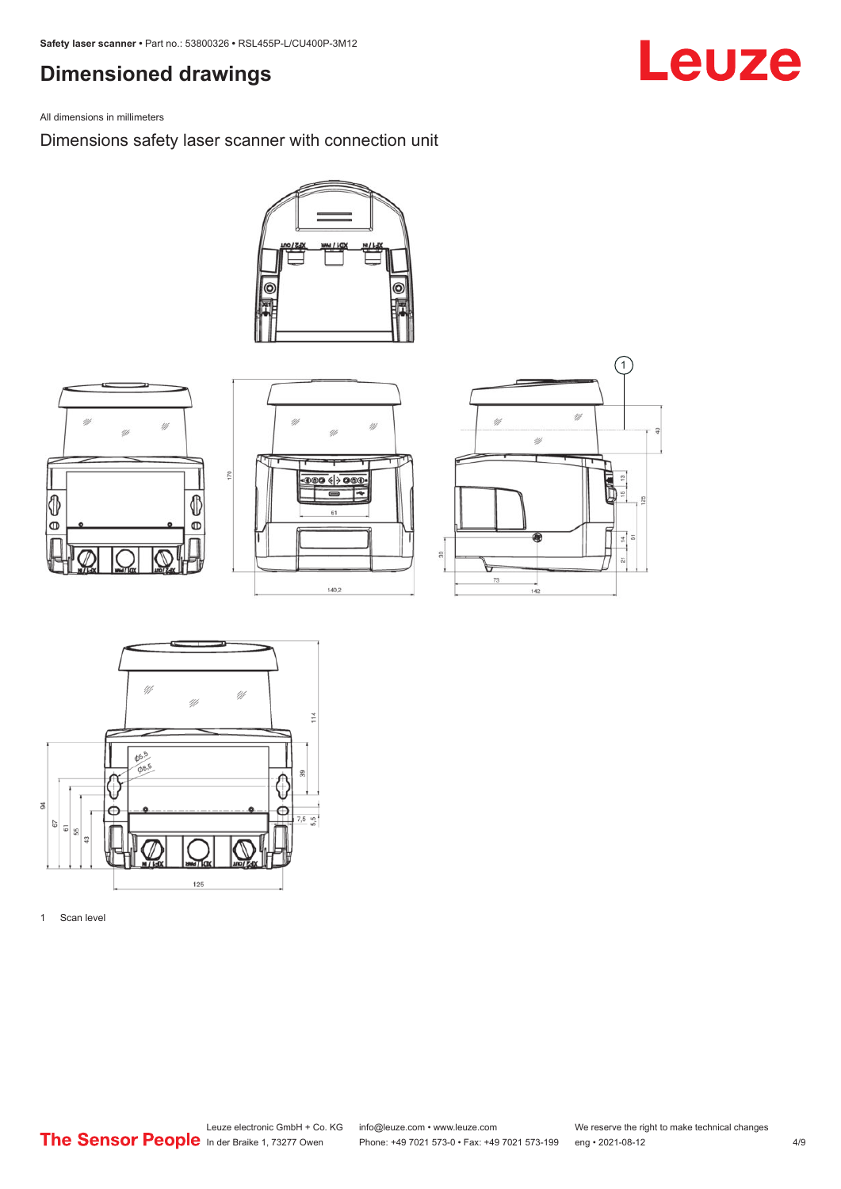# Dimensioned drawings

All dimensions in millimeters

## Dimensions safety laser scanner with connection unit

1 Scan level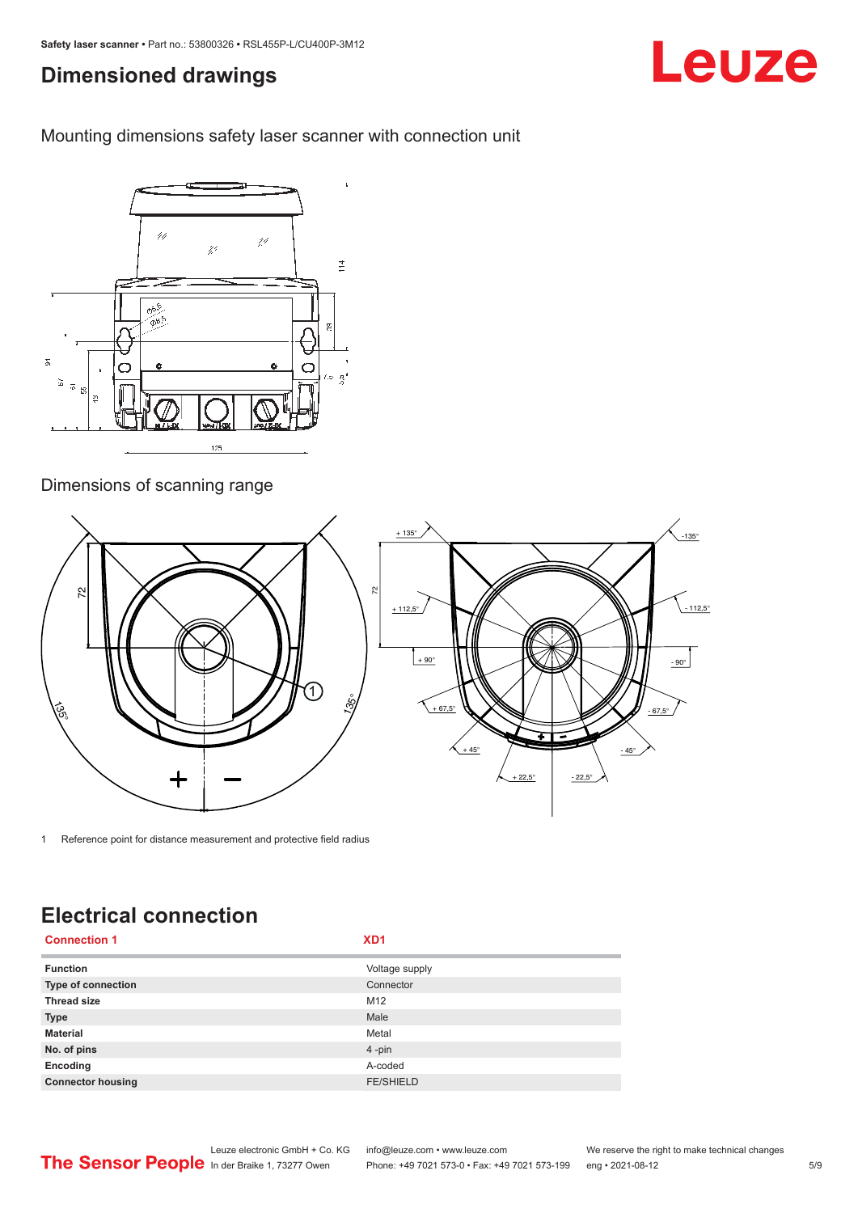# Dimensioned drawings

Mounting dimensions safety laser scanner with connection unit

Dimensions of scanning range

1 Reference point for distance measurement and protective field radius

# Electrical connection

| Connection 1 | XD1 |
| --- | --- |
| Function | Voltage supply |
| Type of connection | Connector |
| Thread size | M12 |
| Type | Male |
| Material | Metal |
| No. of pins | 4 -pin |
| Encoding | A-coded |
| Connector housing | FE/SHIELD |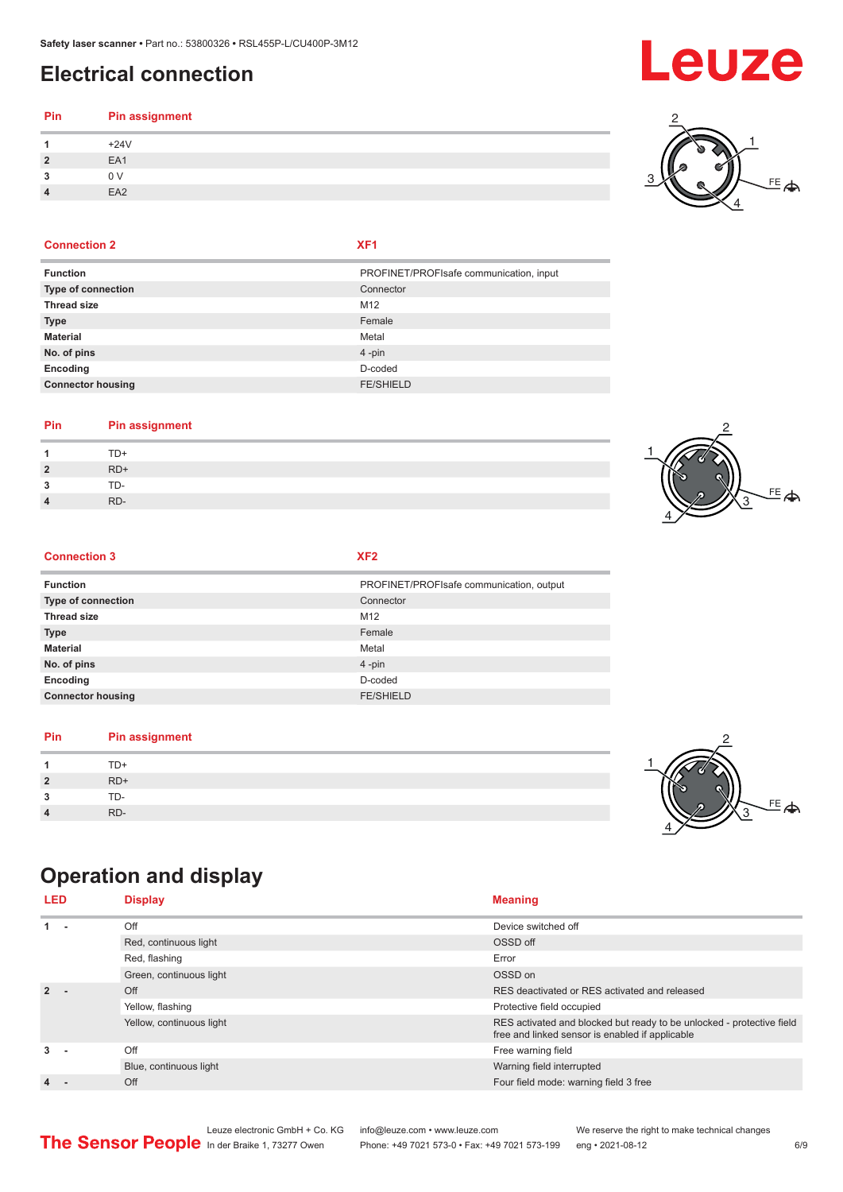## Electrical connection

| Pin | Pin assignment |
|---|---|
| 1 | +24V |
| 2 | EA1 |
| 3 | 0 V |
| 4 | EA2 |

| Connection 2 | XF1 |
|---|---|
| Function | PROFINET/PROFIsafe communication, input |
| Type of connection | Connector |
| Thread size | M12 |
| Type | Female |
| Material | Metal |
| No. of pins | 4 -pin |
| Encoding | D-coded |
| Connector housing | FE/SHIELD |

| Pin | Pin assignment |
|---|---|
| 1 | TD+ |
| 2 | RD+ |
| 3 | TD- |
| 4 | RD- |

| Connection 3 | XF2 |
|---|---|
| Function | PROFINET/PROFIsafe communication, output |
| Type of connection | Connector |
| Thread size | M12 |
| Type | Female |
| Material | Metal |
| No. of pins | 4 -pin |
| Encoding | D-coded |
| Connector housing | FE/SHIELD |

| Pin | Pin assignment |
|---|---|
| 1 | TD+ |
| 2 | RD+ |
| 3 | TD- |
| 4 | RD- |

## Operation and display

| LED | Display | Meaning |
|---|---|---|
| 1 - | Off | Device switched off |
| | Red, continuous light | OSSD off |
| | Red, flashing | Error |
| | Green, continuous light | OSSD on |
| 2 - | Off | RES deactivated or RES activated and released |
| | Yellow, flashing | Protective field occupied |
| | Yellow, continuous light | RES activated and blocked but ready to be unlocked - protective field free and linked sensor is enabled if applicable |
| 3 - | Off | Free warning field |
| | Blue, continuous light | Warning field interrupted |
| 4 - | Off | Four field mode: warning field 3 free |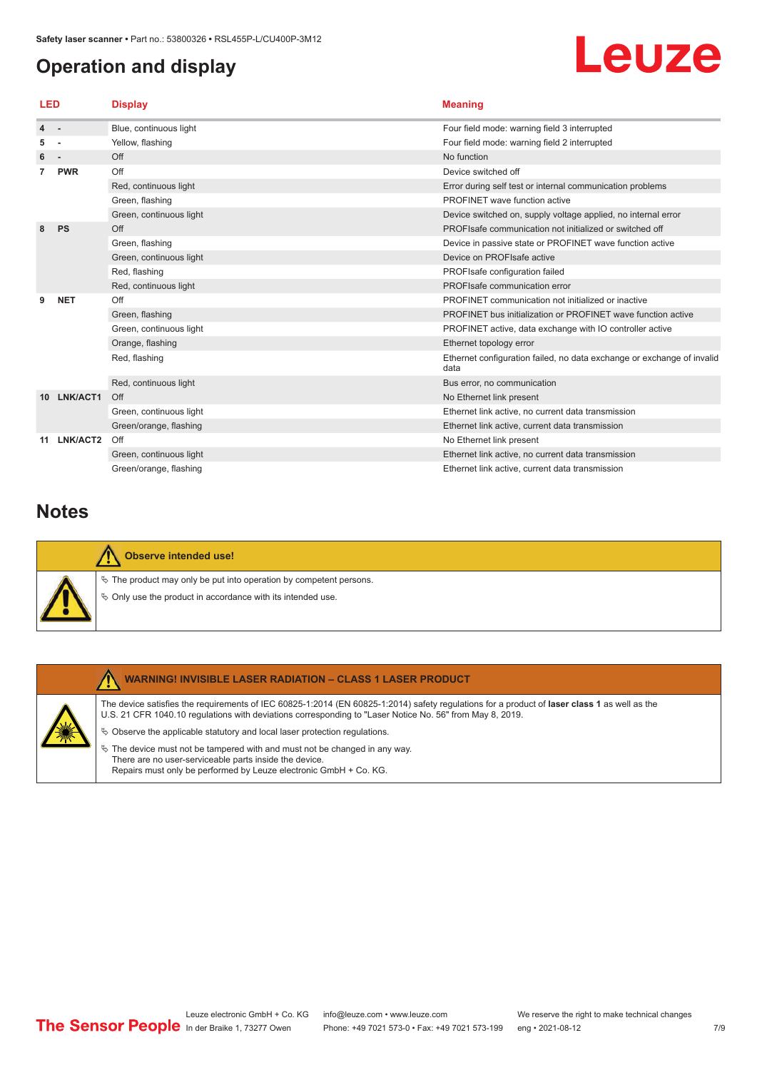## Operation and display

| LED | | Display | Meaning |
|---|---|---|---|
| 4 | - | Blue, continuous light | Four field mode: warning field 3 interrupted |
| 5 | - | Yellow, flashing | Four field mode: warning field 2 interrupted |
| 6 | - | Off | No function |
| 7 | PWR | Off | Device switched off |
| | | Red, continuous light | Error during self test or internal communication problems |
| | | Green, flashing | PROFINET wave function active |
| | | Green, continuous light | Device switched on, supply voltage applied, no internal error |
| 8 | PS | Off | PROFIsafe communication not initialized or switched off |
| | | Green, flashing | Device in passive state or PROFINET wave function active |
| | | Green, continuous light | Device on PROFIsafe active |
| | | Red, flashing | PROFIsafe configuration failed |
| | | Red, continuous light | PROFIsafe communication error |
| 9 | NET | Off | PROFINET communication not initialized or inactive |
| | | Green, flashing | PROFINET bus initialization or PROFINET wave function active |
| | | Green, continuous light | PROFINET active, data exchange with IO controller active |
| | | Orange, flashing | Ethernet topology error |
| | | Red, flashing | Ethernet configuration failed, no data exchange or exchange of invalid data |
| | | Red, continuous light | Bus error, no communication |
| 10 | LNK/ACT1 | Off | No Ethernet link present |
| | | Green, continuous light | Ethernet link active, no current data transmission |
| | | Green/orange, flashing | Ethernet link active, current data transmission |
| 11 | LNK/ACT2 | Off | No Ethernet link present |
| | | Green, continuous light | Ethernet link active, no current data transmission |
| | | Green/orange, flashing | Ethernet link active, current data transmission |

## Notes

**Observe intended use!**

- The product may only be put into operation by competent persons.
- Only use the product in accordance with its intended use.

**WARNING! INVISIBLE LASER RADIATION – CLASS 1 LASER PRODUCT**

The device satisfies the requirements of IEC 60825-1:2014 (EN 60825-1:2014) safety regulations for a product of **laser class 1** as well as the U.S. 21 CFR 1040.10 regulations with deviations corresponding to "Laser Notice No. 56" from May 8, 2019.

- Observe the applicable statutory and local laser protection regulations.
- The device must not be tampered with and must not be changed in any way.
  There are no user-serviceable parts inside the device.
  Repairs must only be performed by Leuze electronic GmbH + Co. KG.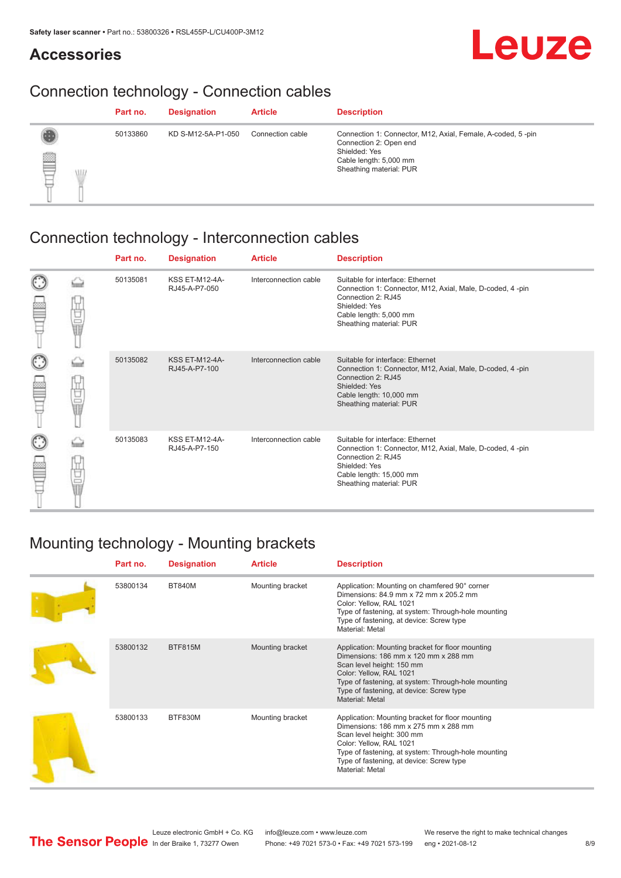## Accessories

### Connection technology - Connection cables

| Part no. | Designation | Article | Description |
|---|---|---|---|
| 50133860 | KD S-M12-5A-P1-050 | Connection cable | Connection 1: Connector, M12, Axial, Female, A-coded, 5 -pin<br>Connection 2: Open end<br>Shielded: Yes<br>Cable length: 5,000 mm<br>Sheathing material: PUR |

### Connection technology - Interconnection cables

| Part no. | Designation | Article | Description |
|---|---|---|---|
| 50135081 | KSS ET-M12-4A-RJ45-A-P7-050 | Interconnection cable | Suitable for interface: Ethernet<br>Connection 1: Connector, M12, Axial, Male, D-coded, 4 -pin<br>Connection 2: RJ45<br>Shielded: Yes<br>Cable length: 5,000 mm<br>Sheathing material: PUR |
| 50135082 | KSS ET-M12-4A-RJ45-A-P7-100 | Interconnection cable | Suitable for interface: Ethernet<br>Connection 1: Connector, M12, Axial, Male, D-coded, 4 -pin<br>Connection 2: RJ45<br>Shielded: Yes<br>Cable length: 10,000 mm<br>Sheathing material: PUR |
| 50135083 | KSS ET-M12-4A-RJ45-A-P7-150 | Interconnection cable | Suitable for interface: Ethernet<br>Connection 1: Connector, M12, Axial, Male, D-coded, 4 -pin<br>Connection 2: RJ45<br>Shielded: Yes<br>Cable length: 15,000 mm<br>Sheathing material: PUR |

### Mounting technology - Mounting brackets

| Part no. | Designation | Article | Description |
|---|---|---|---|
| 53800134 | BT840M | Mounting bracket | Application: Mounting on chamfered 90° corner<br>Dimensions: 84.9 mm x 72 mm x 205.2 mm<br>Color: Yellow, RAL 1021<br>Type of fastening, at system: Through-hole mounting<br>Type of fastening, at device: Screw type<br>Material: Metal |
| 53800132 | BTF815M | Mounting bracket | Application: Mounting bracket for floor mounting<br>Dimensions: 186 mm x 120 mm x 288 mm<br>Scan level height: 150 mm<br>Color: Yellow, RAL 1021<br>Type of fastening, at system: Through-hole mounting<br>Type of fastening, at device: Screw type<br>Material: Metal |
| 53800133 | BTF830M | Mounting bracket | Application: Mounting bracket for floor mounting<br>Dimensions: 186 mm x 275 mm x 288 mm<br>Scan level height: 300 mm<br>Color: Yellow, RAL 1021<br>Type of fastening, at system: Through-hole mounting<br>Type of fastening, at device: Screw type<br>Material: Metal |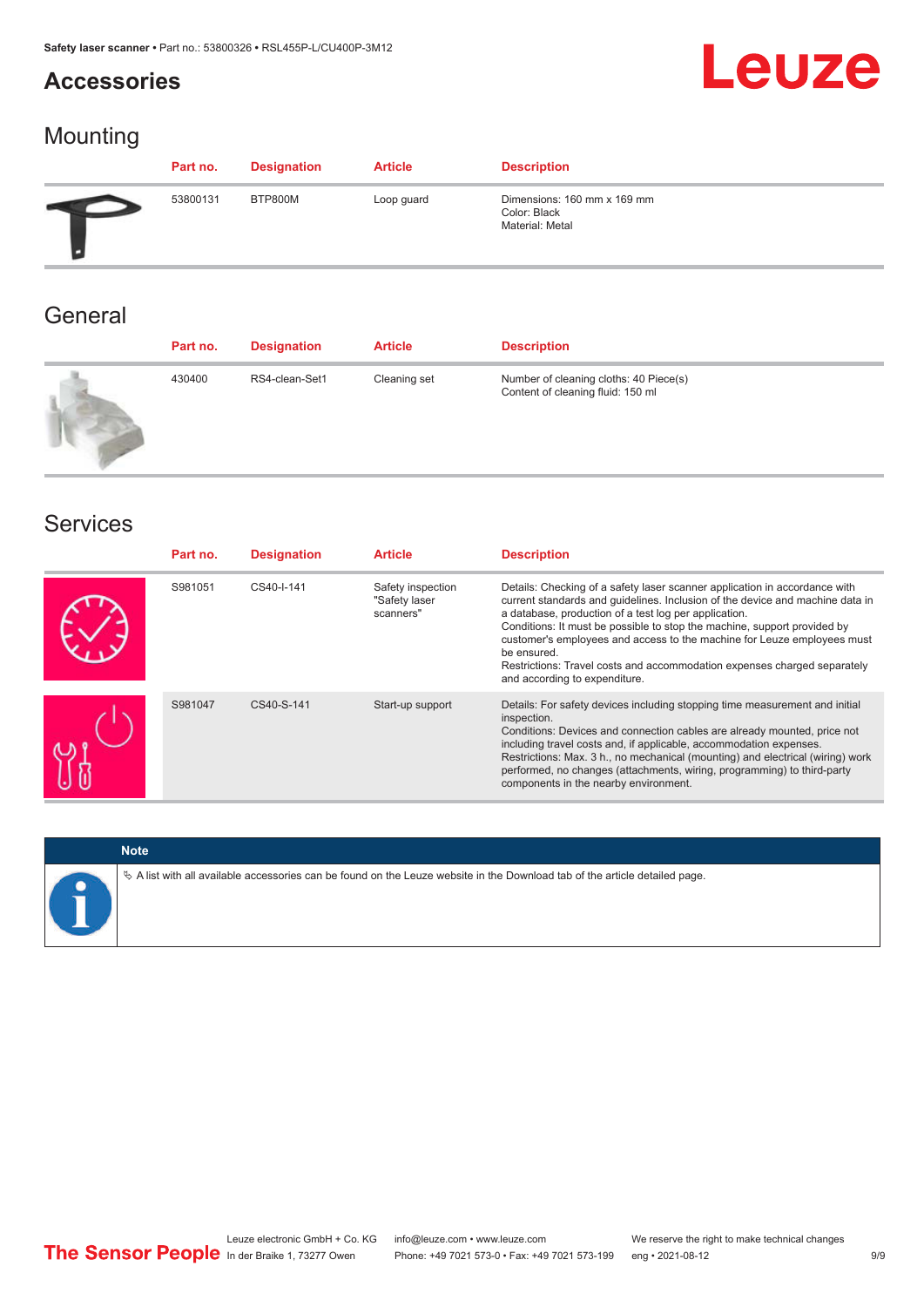## Accessories

### Mounting

| Part no. | Designation | Article | Description |
|---|---|---|---|
| 53800131 | BTP800M | Loop guard | Dimensions: 160 mm x 169 mm<br>Color: Black<br>Material: Metal |

### General

| Part no. | Designation | Article | Description |
|---|---|---|---|
| 430400 | RS4-clean-Set1 | Cleaning set | Number of cleaning cloths: 40 Piece(s)<br>Content of cleaning fluid: 150 ml |

### Services

| Part no. | Designation | Article | Description |
|---|---|---|---|
| S981051 | CS40-I-141 | Safety inspection "Safety laser scanners" | Details: Checking of a safety laser scanner application in accordance with current standards and guidelines. Inclusion of the device and machine data in a database, production of a test log per application.<br>Conditions: It must be possible to stop the machine, support provided by customer's employees and access to the machine for Leuze employees must be ensured.<br>Restrictions: Travel costs and accommodation expenses charged separately and according to expenditure. |
| S981047 | CS40-S-141 | Start-up support | Details: For safety devices including stopping time measurement and initial inspection.<br>Conditions: Devices and connection cables are already mounted, price not including travel costs and, if applicable, accommodation expenses.<br>Restrictions: Max. 3 h., no mechanical (mounting) and electrical (wiring) work performed, no changes (attachments, wiring, programming) to third-party components in the nearby environment. |

**Note**

↳ A list with all available accessories can be found on the Leuze website in the Download tab of the article detailed page.